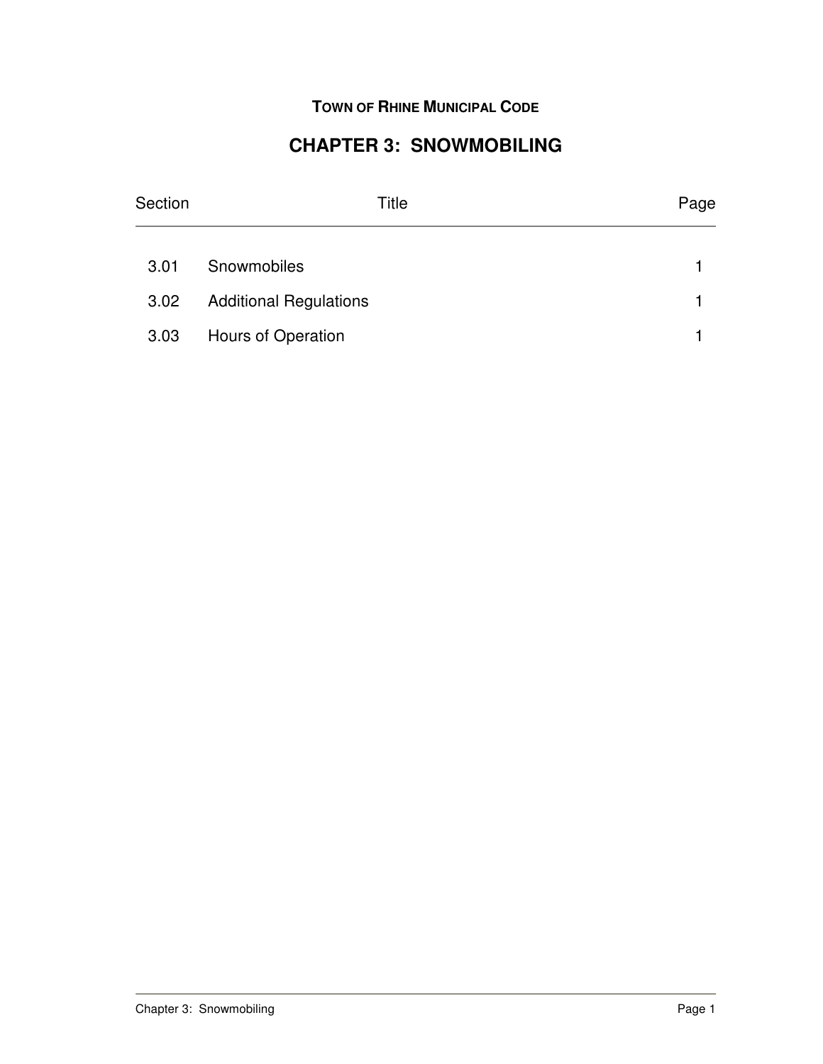TOWN OF RHINE MUNICIPAL CODE

# CHAPTER 3: SNOWMOBILING

| Section | Title | Page |
|---|---|---|
| 3.01 | Snowmobiles | 1 |
| 3.02 | Additional Regulations | 1 |
| 3.03 | Hours of Operation | 1 |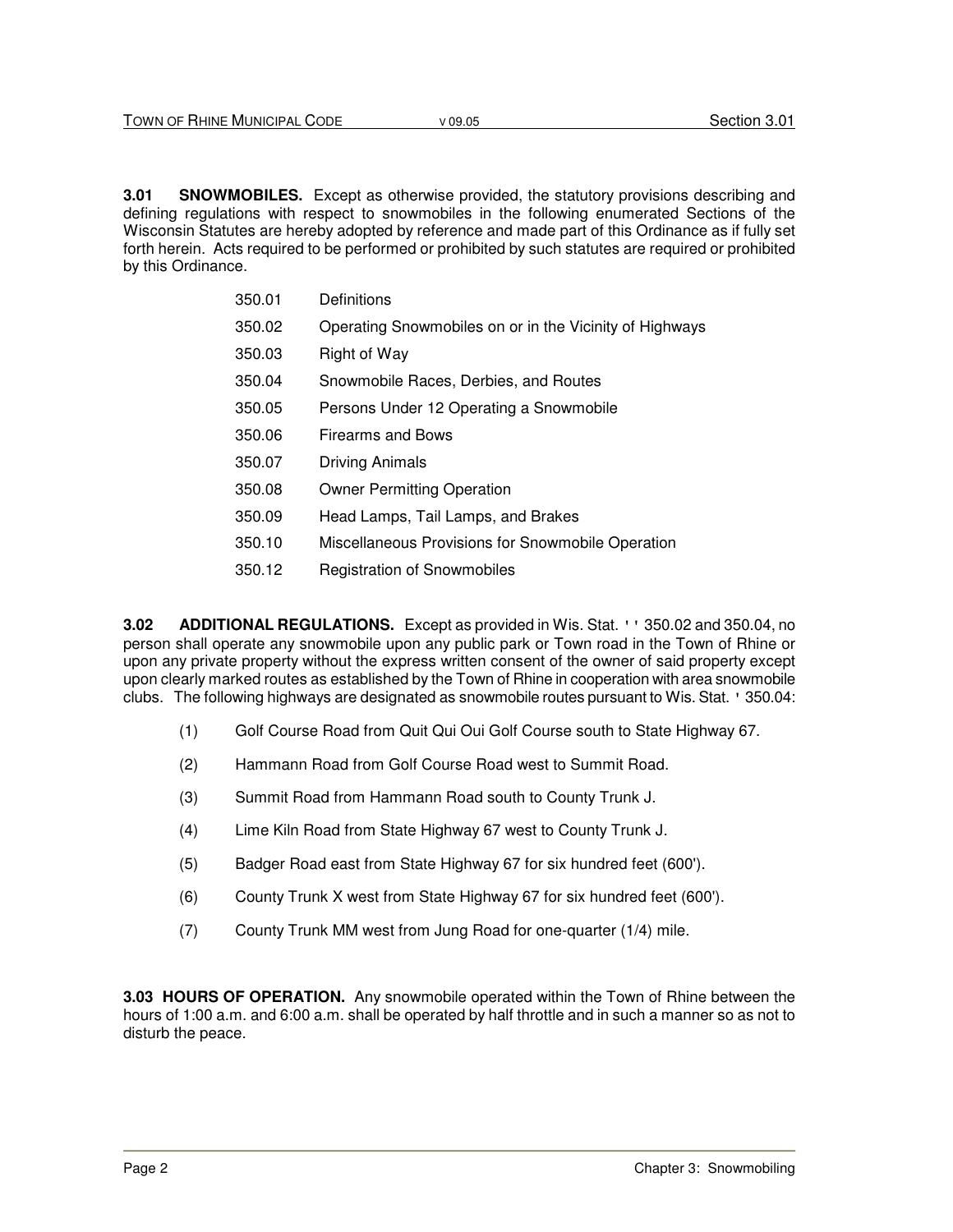**3.01 SNOWMOBILES.** Except as otherwise provided, the statutory provisions describing and defining regulations with respect to snowmobiles in the following enumerated Sections of the Wisconsin Statutes are hereby adopted by reference and made part of this Ordinance as if fully set forth herein. Acts required to be performed or prohibited by such statutes are required or prohibited by this Ordinance.

| | |
|---|---|
| 350.01 | Definitions |
| 350.02 | Operating Snowmobiles on or in the Vicinity of Highways |
| 350.03 | Right of Way |
| 350.04 | Snowmobile Races, Derbies, and Routes |
| 350.05 | Persons Under 12 Operating a Snowmobile |
| 350.06 | Firearms and Bows |
| 350.07 | Driving Animals |
| 350.08 | Owner Permitting Operation |
| 350.09 | Head Lamps, Tail Lamps, and Brakes |
| 350.10 | Miscellaneous Provisions for Snowmobile Operation |
| 350.12 | Registration of Snowmobiles |

**3.02 ADDITIONAL REGULATIONS.** Except as provided in Wis. Stat. '' 350.02 and 350.04, no person shall operate any snowmobile upon any public park or Town road in the Town of Rhine or upon any private property without the express written consent of the owner of said property except upon clearly marked routes as established by the Town of Rhine in cooperation with area snowmobile clubs. The following highways are designated as snowmobile routes pursuant to Wis. Stat. ' 350.04:

(1) Golf Course Road from Quit Qui Oui Golf Course south to State Highway 67.

(2) Hammann Road from Golf Course Road west to Summit Road.

(3) Summit Road from Hammann Road south to County Trunk J.

(4) Lime Kiln Road from State Highway 67 west to County Trunk J.

(5) Badger Road east from State Highway 67 for six hundred feet (600').

(6) County Trunk X west from State Highway 67 for six hundred feet (600').

(7) County Trunk MM west from Jung Road for one-quarter (1/4) mile.

**3.03 HOURS OF OPERATION.** Any snowmobile operated within the Town of Rhine between the hours of 1:00 a.m. and 6:00 a.m. shall be operated by half throttle and in such a manner so as not to disturb the peace.